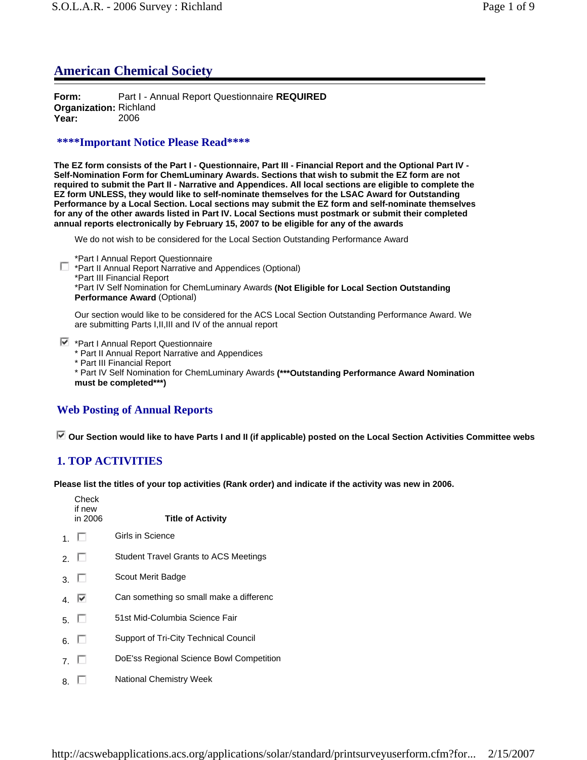# American Chemical Society

**Form:** Part I - Annual Report Questionnaire **REQUIRED**
**Organization:** Richland
**Year:** 2006

## ****Important Notice Please Read****

**The EZ form consists of the Part I - Questionnaire, Part III - Financial Report and the Optional Part IV - Self-Nomination Form for ChemLuminary Awards. Sections that wish to submit the EZ form are not required to submit the Part II - Narrative and Appendices. All local sections are eligible to complete the EZ form UNLESS, they would like to self-nominate themselves for the LSAC Award for Outstanding Performance by a Local Section. Local sections may submit the EZ form and self-nominate themselves for any of the other awards listed in Part IV. Local Sections must postmark or submit their completed annual reports electronically by February 15, 2007 to be eligible for any of the awards**

We do not wish to be considered for the Local Section Outstanding Performance Award

☐ *Part I Annual Report Questionnaire
*Part II Annual Report Narrative and Appendices (Optional)
*Part III Financial Report
*Part IV Self Nomination for ChemLuminary Awards **(Not Eligible for Local Section Outstanding Performance Award** (Optional)

Our section would like to be considered for the ACS Local Section Outstanding Performance Award. We are submitting Parts I,II,III and IV of the annual report

☑ *Part I Annual Report Questionnaire
* Part II Annual Report Narrative and Appendices
* Part III Financial Report
* Part IV Self Nomination for ChemLuminary Awards **(***Outstanding Performance Award Nomination must be completed***)**

## Web Posting of Annual Reports

☑ **Our Section would like to have Parts I and II (if applicable) posted on the Local Section Activities Committee webs**

## 1. TOP ACTIVITIES

**Please list the titles of your top activities (Rank order) and indicate if the activity was new in 2006.**

| | Check if new in 2006 | Title of Activity |
|---|---|---|
| 1. | ☐ | Girls in Science |
| 2. | ☐ | Student Travel Grants to ACS Meetings |
| 3. | ☐ | Scout Merit Badge |
| 4. | ☑ | Can something so small make a differenc |
| 5. | ☐ | 51st Mid-Columbia Science Fair |
| 6. | ☐ | Support of Tri-City Technical Council |
| 7. | ☐ | DoE'ss Regional Science Bowl Competition |
| 8. | ☐ | National Chemistry Week |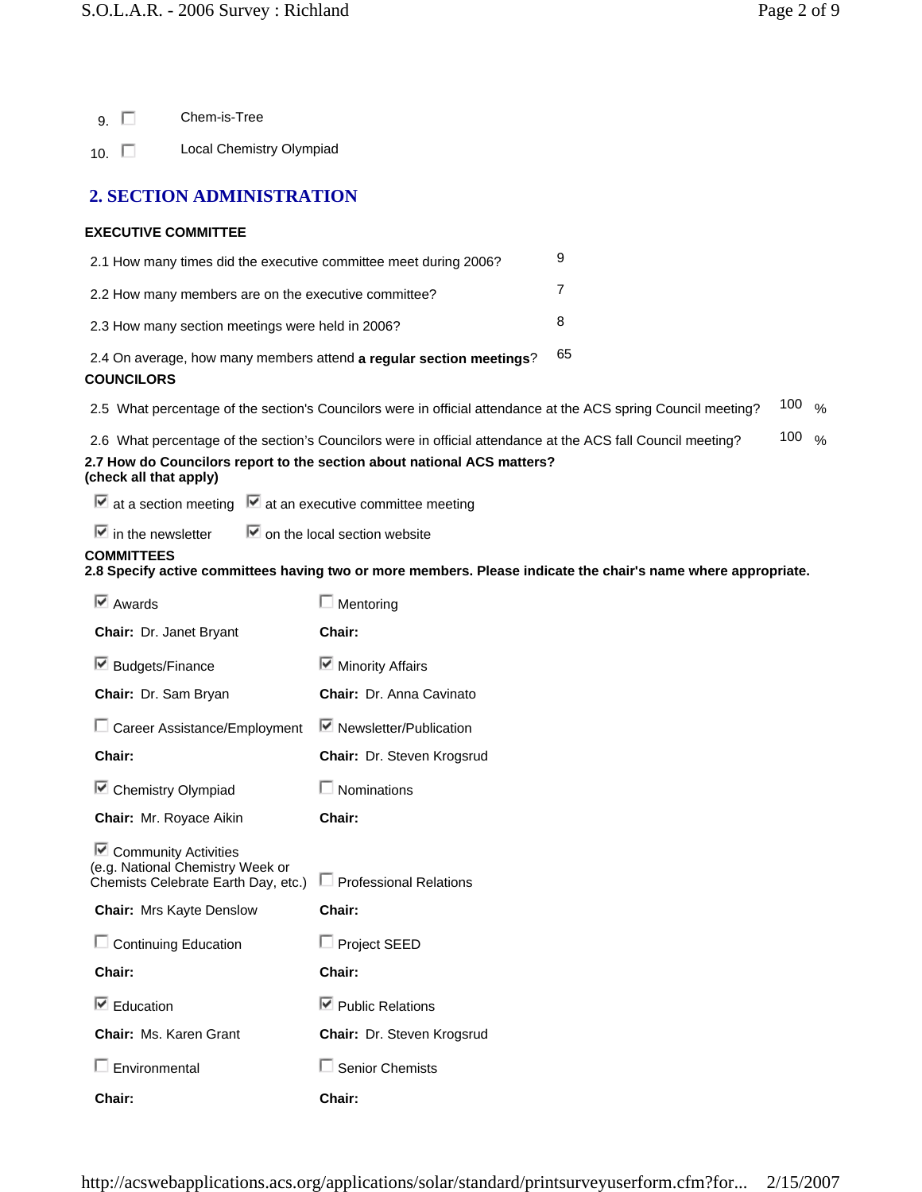9. ☐ Chem-is-Tree

10. ☐ Local Chemistry Olympiad

## 2. SECTION ADMINISTRATION

**EXECUTIVE COMMITTEE**

| | |
|---|---|
| 2.1 How many times did the executive committee meet during 2006? | 9 |
| 2.2 How many members are on the executive committee? | 7 |
| 2.3 How many section meetings were held in 2006? | 8 |
| 2.4 On average, how many members attend **a regular section meetings**? | 65 |

**COUNCILORS**

| | |
|---|---|
| 2.5 What percentage of the section's Councilors were in official attendance at the ACS spring Council meeting? | 100 % |
| 2.6 What percentage of the section's Councilors were in official attendance at the ACS fall Council meeting? | 100 % |

**2.7 How do Councilors report to the section about national ACS matters? (check all that apply)**

- ☑ at a section meeting
- ☑ at an executive committee meeting
- ☑ in the newsletter
- ☑ on the local section website

**COMMITTEES**

**2.8 Specify active committees having two or more members. Please indicate the chair's name where appropriate.**

- ☑ Awards — **Chair:** Dr. Janet Bryant
- ☑ Budgets/Finance — **Chair:** Dr. Sam Bryan
- ☐ Career Assistance/Employment — **Chair:**
- ☑ Chemistry Olympiad — **Chair:** Mr. Royace Aikin
- ☑ Community Activities (e.g. National Chemistry Week or Chemists Celebrate Earth Day, etc.) — **Chair:** Mrs Kayte Denslow
- ☐ Continuing Education — **Chair:**
- ☑ Education — **Chair:** Ms. Karen Grant
- ☐ Environmental — **Chair:**
- ☐ Mentoring — **Chair:**
- ☑ Minority Affairs — **Chair:** Dr. Anna Cavinato
- ☑ Newsletter/Publication — **Chair:** Dr. Steven Krogsrud
- ☐ Nominations — **Chair:**
- ☐ Professional Relations — **Chair:**
- ☐ Project SEED — **Chair:**
- ☑ Public Relations — **Chair:** Dr. Steven Krogsrud
- ☐ Senior Chemists — **Chair:**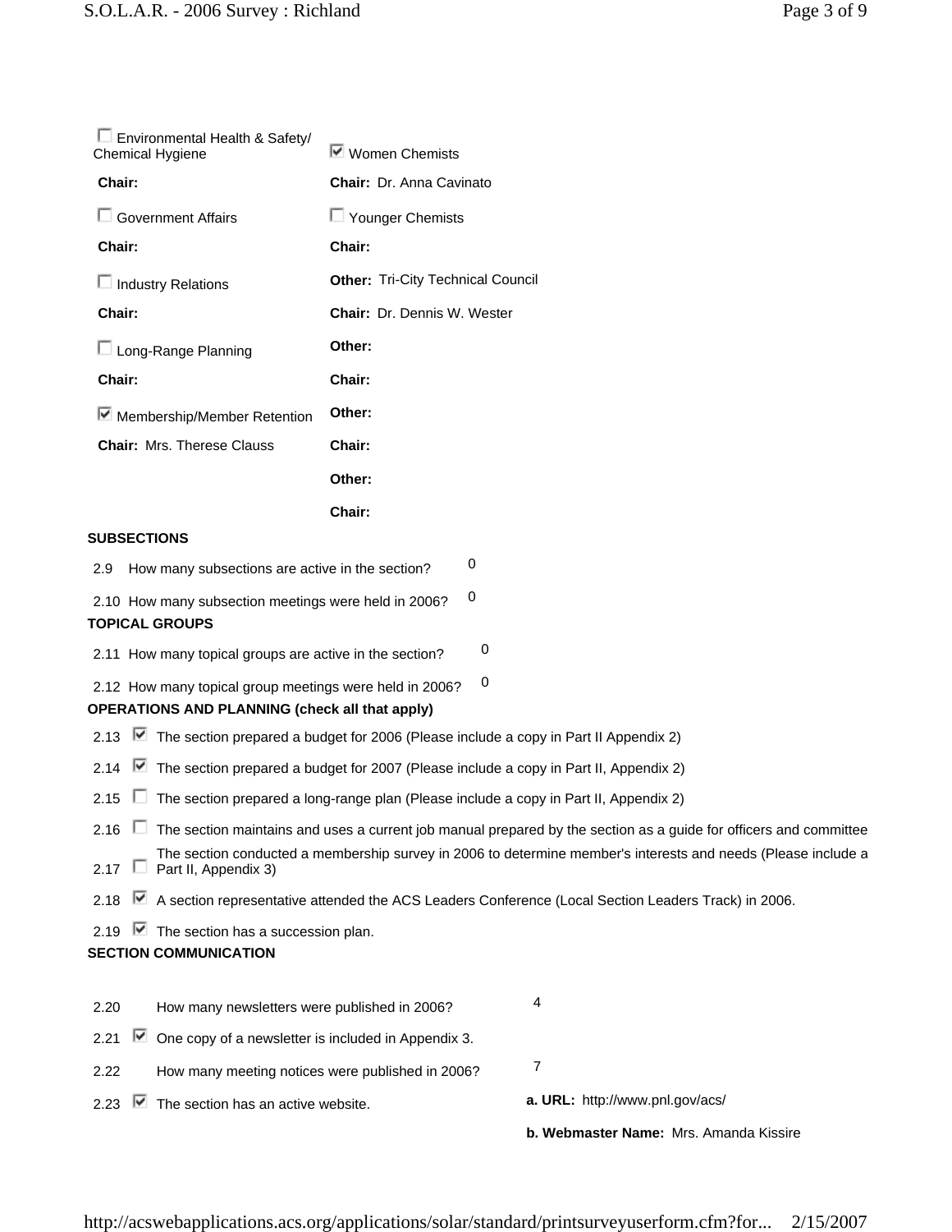| | |
|---|---|
| ☐ Environmental Health & Safety/ Chemical Hygiene | ☑ Women Chemists |
| **Chair:** | **Chair:** Dr. Anna Cavinato |
| ☐ Government Affairs | ☐ Younger Chemists |
| **Chair:** | **Chair:** |
| ☐ Industry Relations | **Other:** Tri-City Technical Council |
| **Chair:** | **Chair:** Dr. Dennis W. Wester |
| ☐ Long-Range Planning | **Other:** |
| **Chair:** | **Chair:** |
| ☑ Membership/Member Retention | **Other:** |
| **Chair:** Mrs. Therese Clauss | **Chair:** |
| | **Other:** |
| | **Chair:** |

**SUBSECTIONS**

2.9 How many subsections are active in the section? 0

2.10 How many subsection meetings were held in 2006? 0

**TOPICAL GROUPS**

2.11 How many topical groups are active in the section? 0

2.12 How many topical group meetings were held in 2006? 0

**OPERATIONS AND PLANNING (check all that apply)**

2.13 ☑ The section prepared a budget for 2006 (Please include a copy in Part II Appendix 2)

2.14 ☑ The section prepared a budget for 2007 (Please include a copy in Part II, Appendix 2)

2.15 ☐ The section prepared a long-range plan (Please include a copy in Part II, Appendix 2)

2.16 ☐ The section maintains and uses a current job manual prepared by the section as a guide for officers and committee

2.17 ☐ The section conducted a membership survey in 2006 to determine member's interests and needs (Please include a Part II, Appendix 3)

2.18 ☑ A section representative attended the ACS Leaders Conference (Local Section Leaders Track) in 2006.

2.19 ☑ The section has a succession plan.

**SECTION COMMUNICATION**

2.20 How many newsletters were published in 2006? 4

2.21 ☑ One copy of a newsletter is included in Appendix 3.

2.22 How many meeting notices were published in 2006? 7

2.23 ☑ The section has an active website.

**a. URL:** http://www.pnl.gov/acs/

**b. Webmaster Name:** Mrs. Amanda Kissire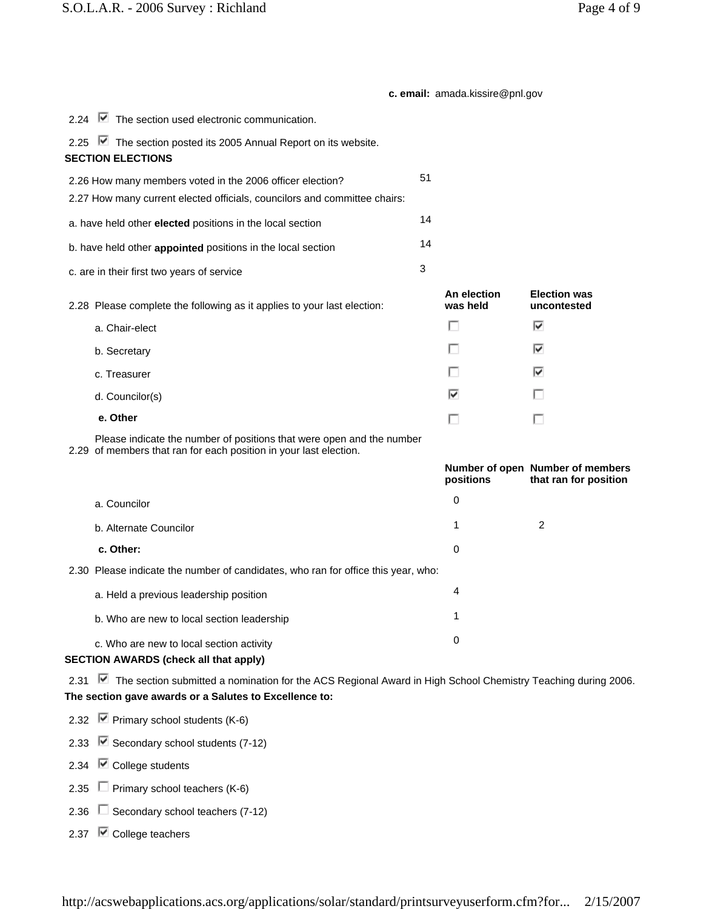**c. email:** amada.kissire@pnl.gov

2.24 ☑ The section used electronic communication.

2.25 ☑ The section posted its 2005 Annual Report on its website.

**SECTION ELECTIONS**

| | |
|---|---|
| 2.26 How many members voted in the 2006 officer election? | 51 |
| 2.27 How many current elected officials, councilors and committee chairs: | |
| a. have held other **elected** positions in the local section | 14 |
| b. have held other **appointed** positions in the local section | 14 |
| c. are in their first two years of service | 3 |

| 2.28 Please complete the following as it applies to your last election: | An election was held | Election was uncontested |
|---|---|---|
| a. Chair-elect | ☐ | ☑ |
| b. Secretary | ☐ | ☑ |
| c. Treasurer | ☐ | ☑ |
| d. Councilor(s) | ☑ | ☐ |
| **e. Other** | ☐ | ☐ |

2.29 Please indicate the number of positions that were open and the number of members that ran for each position in your last election.

| | Number of open positions | Number of members that ran for position |
|---|---|---|
| a. Councilor | 0 | |
| b. Alternate Councilor | 1 | 2 |
| **c. Other:** | 0 | |

2.30 Please indicate the number of candidates, who ran for office this year, who:

| | |
|---|---|
| a. Held a previous leadership position | 4 |
| b. Who are new to local section leadership | 1 |
| c. Who are new to local section activity | 0 |

**SECTION AWARDS (check all that apply)**

2.31 ☑ The section submitted a nomination for the ACS Regional Award in High School Chemistry Teaching during 2006.

**The section gave awards or a Salutes to Excellence to:**

2.32 ☑ Primary school students (K-6)

2.33 ☑ Secondary school students (7-12)

2.34 ☑ College students

2.35 ☐ Primary school teachers (K-6)

2.36 ☐ Secondary school teachers (7-12)

2.37 ☑ College teachers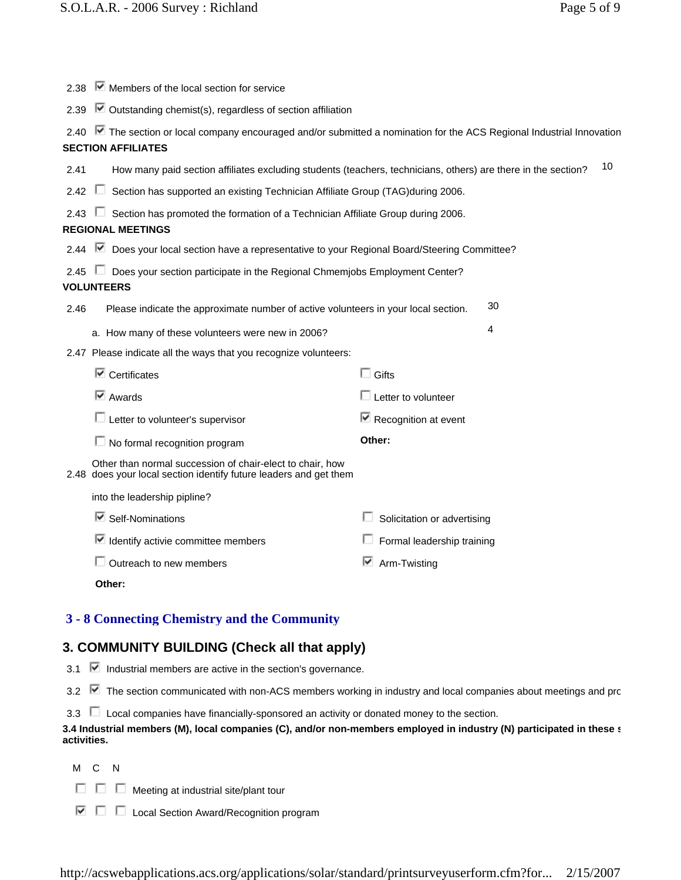2.38 ☑ Members of the local section for service

2.39 ☑ Outstanding chemist(s), regardless of section affiliation

2.40 ☑ The section or local company encouraged and/or submitted a nomination for the ACS Regional Industrial Innovation

**SECTION AFFILIATES**

2.41 How many paid section affiliates excluding students (teachers, technicians, others) are there in the section? 10

2.42 ☐ Section has supported an existing Technician Affiliate Group (TAG)during 2006.

2.43 ☐ Section has promoted the formation of a Technician Affiliate Group during 2006.

**REGIONAL MEETINGS**

2.44 ☑ Does your local section have a representative to your Regional Board/Steering Committee?

2.45 ☐ Does your section participate in the Regional Chmemjobs Employment Center?

**VOLUNTEERS**

2.46 Please indicate the approximate number of active volunteers in your local section. 30

a. How many of these volunteers were new in 2006? 4

2.47 Please indicate all the ways that you recognize volunteers:

- ☑ Certificates
- ☐ Gifts
- ☑ Awards
- ☐ Letter to volunteer
- ☐ Letter to volunteer's supervisor
- ☑ Recognition at event
- ☐ No formal recognition program
- **Other:**

2.48 Other than normal succession of chair-elect to chair, how does your local section identify future leaders and get them into the leadership pipline?

- ☑ Self-Nominations
- ☐ Solicitation or advertising
- ☑ Identify activie committee members
- ☐ Formal leadership training
- ☐ Outreach to new members
- ☑ Arm-Twisting

**Other:**

## 3 - 8 Connecting Chemistry and the Community

### 3. COMMUNITY BUILDING (Check all that apply)

3.1 ☑ Industrial members are active in the section's governance.

3.2 ☑ The section communicated with non-ACS members working in industry and local companies about meetings and prc

3.3 ☐ Local companies have financially-sponsored an activity or donated money to the section.

**3.4 Industrial members (M), local companies (C), and/or non-members employed in industry (N) participated in these s activities.**

| M | C | N | |
|---|---|---|---|
| ☐ | ☐ | ☐ | Meeting at industrial site/plant tour |
| ☑ | ☐ | ☐ | Local Section Award/Recognition program |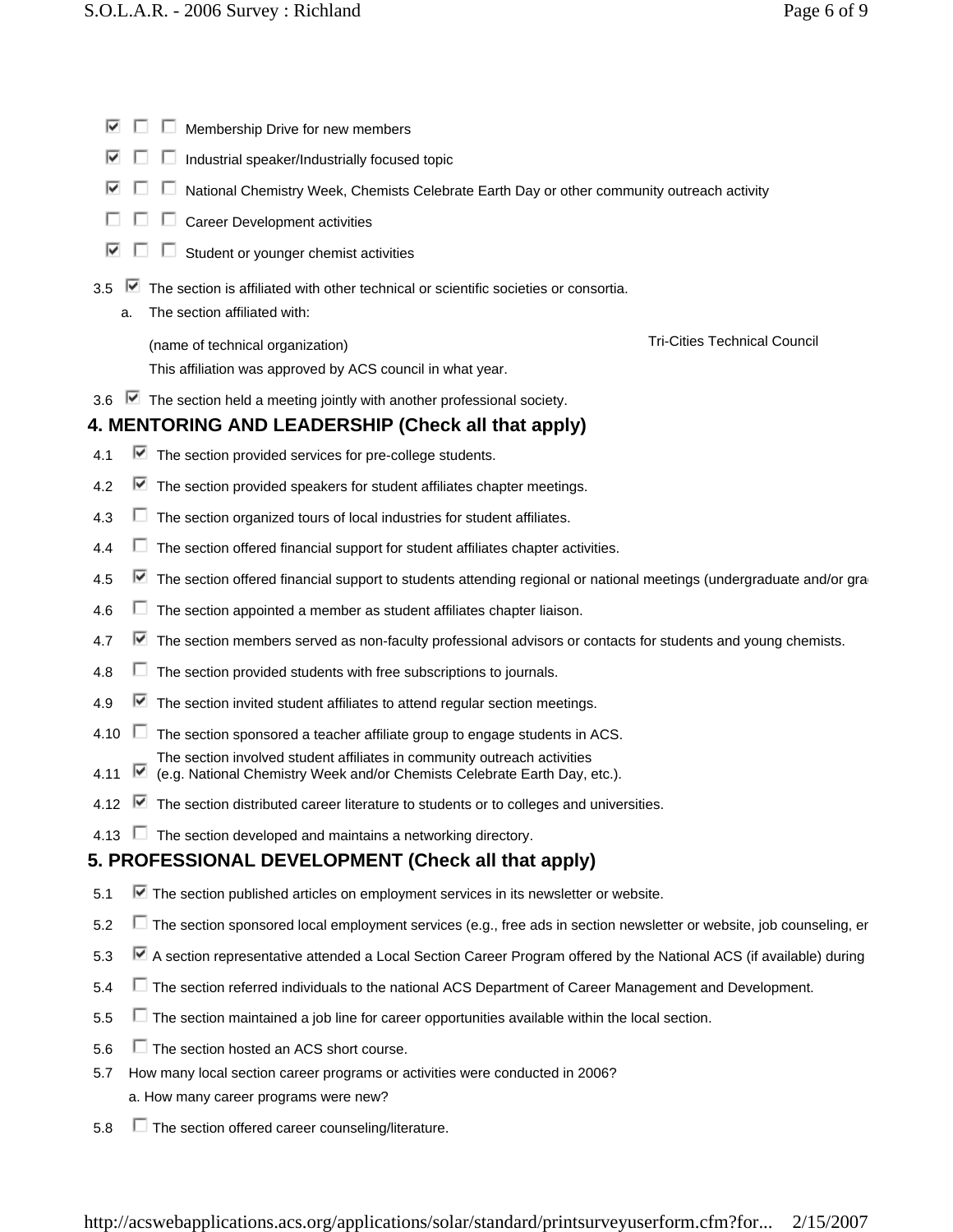- ☑ ☐ ☐ Membership Drive for new members
- ☑ ☐ ☐ Industrial speaker/Industrially focused topic
- ☑ ☐ ☐ National Chemistry Week, Chemists Celebrate Earth Day or other community outreach activity
- ☐ ☐ ☐ Career Development activities
- ☑ ☐ ☐ Student or younger chemist activities

3.5 ☑ The section is affiliated with other technical or scientific societies or consortia.

a. The section affiliated with:

(name of technical organization) Tri-Cities Technical Council

This affiliation was approved by ACS council in what year.

3.6 ☑ The section held a meeting jointly with another professional society.

## 4. MENTORING AND LEADERSHIP (Check all that apply)

4.1 ☑ The section provided services for pre-college students.

4.2 ☑ The section provided speakers for student affiliates chapter meetings.

4.3 ☐ The section organized tours of local industries for student affiliates.

4.4 ☐ The section offered financial support for student affiliates chapter activities.

4.5 ☑ The section offered financial support to students attending regional or national meetings (undergraduate and/or gra

4.6 ☐ The section appointed a member as student affiliates chapter liaison.

4.7 ☑ The section members served as non-faculty professional advisors or contacts for students and young chemists.

4.8 ☐ The section provided students with free subscriptions to journals.

4.9 ☑ The section invited student affiliates to attend regular section meetings.

4.10 ☐ The section sponsored a teacher affiliate group to engage students in ACS.

4.11 ☑ The section involved student affiliates in community outreach activities (e.g. National Chemistry Week and/or Chemists Celebrate Earth Day, etc.).

4.12 ☑ The section distributed career literature to students or to colleges and universities.

4.13 ☐ The section developed and maintains a networking directory.

## 5. PROFESSIONAL DEVELOPMENT (Check all that apply)

5.1 ☑ The section published articles on employment services in its newsletter or website.

5.2 ☐ The section sponsored local employment services (e.g., free ads in section newsletter or website, job counseling, er

5.3 ☑ A section representative attended a Local Section Career Program offered by the National ACS (if available) during

5.4 ☐ The section referred individuals to the national ACS Department of Career Management and Development.

5.5 ☐ The section maintained a job line for career opportunities available within the local section.

5.6 ☐ The section hosted an ACS short course.

5.7 How many local section career programs or activities were conducted in 2006?

a. How many career programs were new?

5.8 ☐ The section offered career counseling/literature.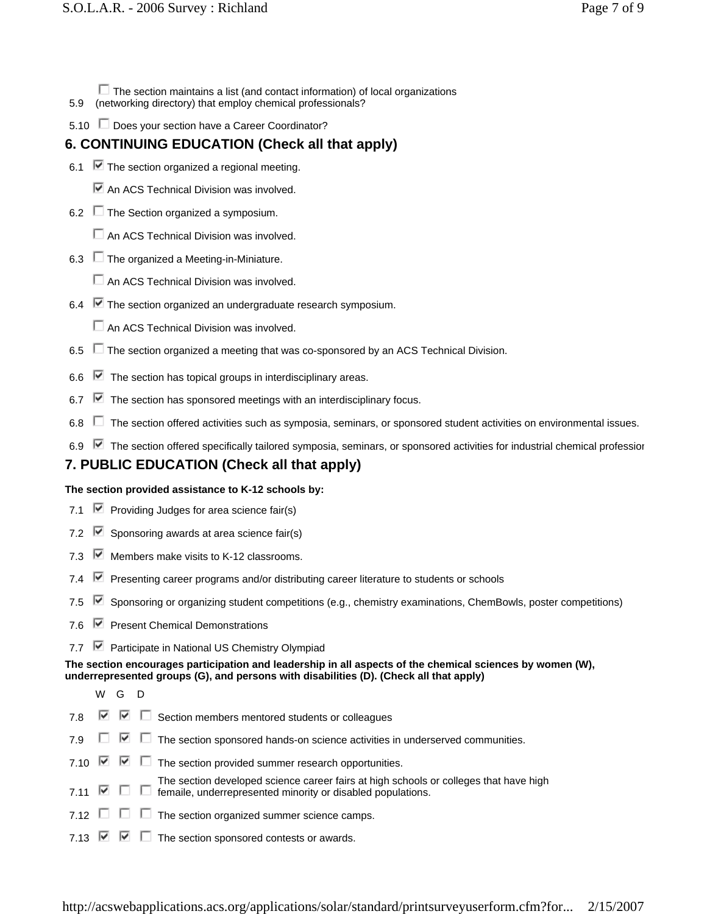5.9 ☐ The section maintains a list (and contact information) of local organizations (networking directory) that employ chemical professionals?

5.10 ☐ Does your section have a Career Coordinator?

## 6. CONTINUING EDUCATION (Check all that apply)

6.1 ☑ The section organized a regional meeting.

☑ An ACS Technical Division was involved.

6.2 ☐ The Section organized a symposium.

☐ An ACS Technical Division was involved.

6.3 ☐ The organized a Meeting-in-Miniature.

☐ An ACS Technical Division was involved.

6.4 ☑ The section organized an undergraduate research symposium.

☐ An ACS Technical Division was involved.

6.5 ☐ The section organized a meeting that was co-sponsored by an ACS Technical Division.

6.6 ☑ The section has topical groups in interdisciplinary areas.

6.7 ☑ The section has sponsored meetings with an interdisciplinary focus.

6.8 ☐ The section offered activities such as symposia, seminars, or sponsored student activities on environmental issues.

6.9 ☑ The section offered specifically tailored symposia, seminars, or sponsored activities for industrial chemical professior

## 7. PUBLIC EDUCATION (Check all that apply)

**The section provided assistance to K-12 schools by:**

7.1 ☑ Providing Judges for area science fair(s)

7.2 ☑ Sponsoring awards at area science fair(s)

7.3 ☑ Members make visits to K-12 classrooms.

7.4 ☑ Presenting career programs and/or distributing career literature to students or schools

7.5 ☑ Sponsoring or organizing student competitions (e.g., chemistry examinations, ChemBowls, poster competitions)

7.6 ☑ Present Chemical Demonstrations

7.7 ☑ Participate in National US Chemistry Olympiad

**The section encourages participation and leadership in all aspects of the chemical sciences by women (W), underrepresented groups (G), and persons with disabilities (D). (Check all that apply)**

| | W | G | D | |
|---|---|---|---|---|
| 7.8 | ☑ | ☑ | ☐ | Section members mentored students or colleagues |
| 7.9 | ☐ | ☑ | ☐ | The section sponsored hands-on science activities in underserved communities. |
| 7.10 | ☑ | ☑ | ☐ | The section provided summer research opportunities. |
| 7.11 | ☑ | ☐ | ☐ | The section developed science career fairs at high schools or colleges that have high femaile, underrepresented minority or disabled populations. |
| 7.12 | ☐ | ☐ | ☐ | The section organized summer science camps. |
| 7.13 | ☑ | ☑ | ☐ | The section sponsored contests or awards. |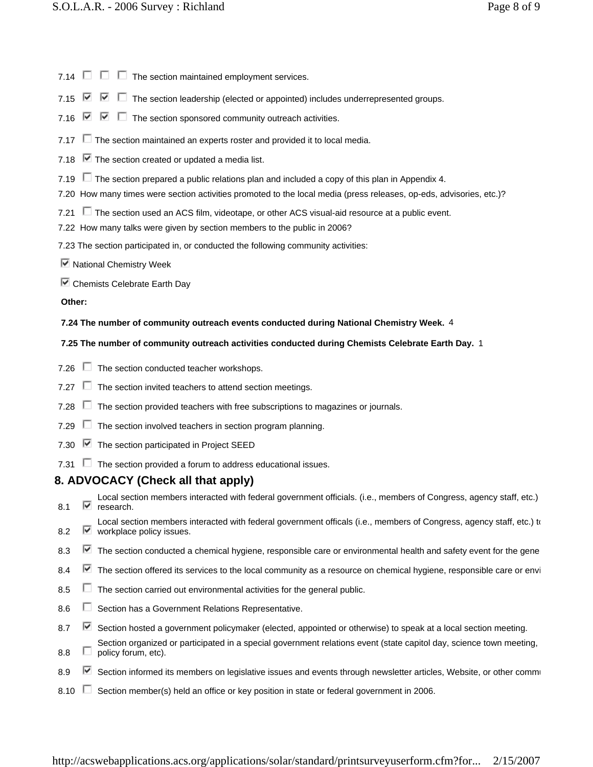7.14 ☐ ☐ ☐ The section maintained employment services.

7.15 ☑ ☑ ☐ The section leadership (elected or appointed) includes underrepresented groups.

7.16 ☑ ☑ ☐ The section sponsored community outreach activities.

7.17 ☐ The section maintained an experts roster and provided it to local media.

7.18 ☑ The section created or updated a media list.

7.19 ☐ The section prepared a public relations plan and included a copy of this plan in Appendix 4.

7.20 How many times were section activities promoted to the local media (press releases, op-eds, advisories, etc.)?

7.21 ☐ The section used an ACS film, videotape, or other ACS visual-aid resource at a public event.

7.22 How many talks were given by section members to the public in 2006?

7.23 The section participated in, or conducted the following community activities:

☑ National Chemistry Week

☑ Chemists Celebrate Earth Day

**Other:**

**7.24 The number of community outreach events conducted during National Chemistry Week.** 4

**7.25 The number of community outreach activities conducted during Chemists Celebrate Earth Day.** 1

7.26 ☐ The section conducted teacher workshops.

7.27 ☐ The section invited teachers to attend section meetings.

7.28 ☐ The section provided teachers with free subscriptions to magazines or journals.

7.29 ☐ The section involved teachers in section program planning.

7.30 ☑ The section participated in Project SEED

7.31 ☐ The section provided a forum to address educational issues.

## 8. ADVOCACY (Check all that apply)

8.1 ☑ Local section members interacted with federal government officials. (i.e., members of Congress, agency staff, etc.) research.

8.2 ☑ Local section members interacted with federal government officals (i.e., members of Congress, agency staff, etc.) t workplace policy issues.

8.3 ☑ The section conducted a chemical hygiene, responsible care or environmental health and safety event for the gene

8.4 ☑ The section offered its services to the local community as a resource on chemical hygiene, responsible care or envi

8.5 ☐ The section carried out environmental activities for the general public.

8.6 ☐ Section has a Government Relations Representative.

8.7 ☑ Section hosted a government policymaker (elected, appointed or otherwise) to speak at a local section meeting.

8.8 ☐ Section organized or participated in a special government relations event (state capitol day, science town meeting, policy forum, etc).

8.9 ☑ Section informed its members on legislative issues and events through newsletter articles, Website, or other commu

8.10 ☐ Section member(s) held an office or key position in state or federal government in 2006.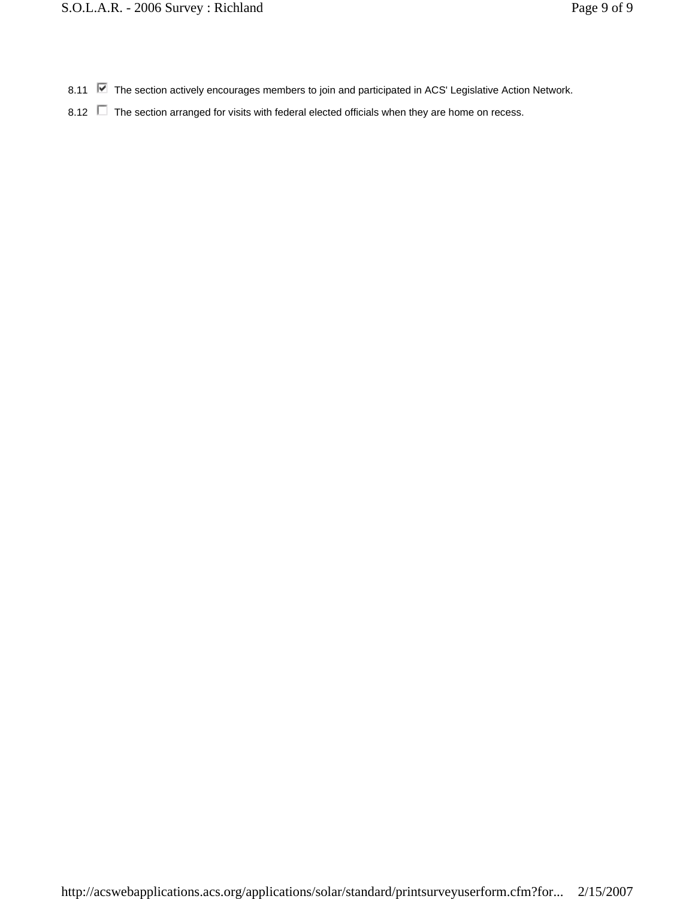8.11 ☑ The section actively encourages members to join and participated in ACS' Legislative Action Network.

8.12 ☐ The section arranged for visits with federal elected officials when they are home on recess.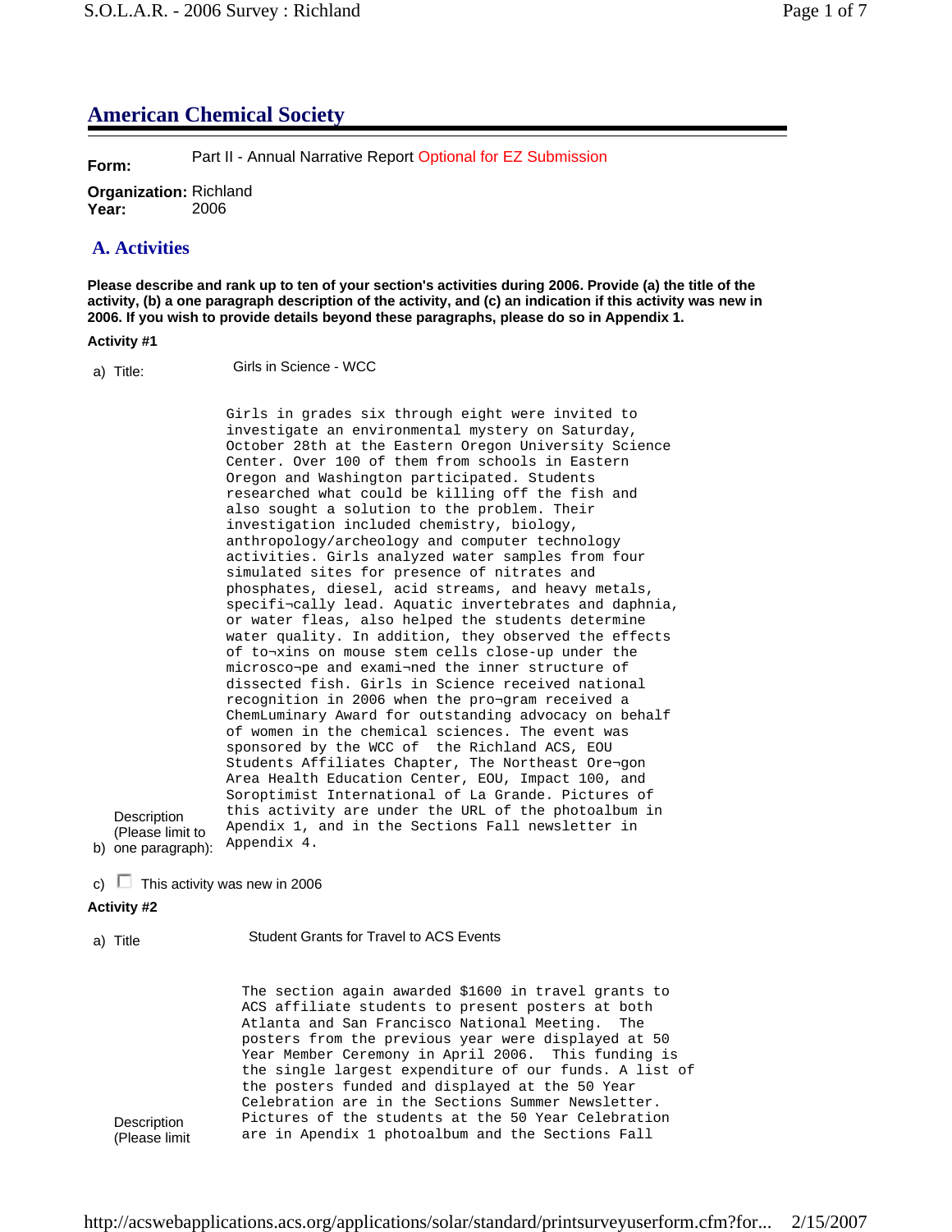## American Chemical Society

**Form:** Part II - Annual Narrative Report Optional for EZ Submission

**Organization:** Richland
**Year:** 2006

## A. Activities

**Please describe and rank up to ten of your section's activities during 2006. Provide (a) the title of the activity, (b) a one paragraph description of the activity, and (c) an indication if this activity was new in 2006. If you wish to provide details beyond these paragraphs, please do so in Appendix 1.**

**Activity #1**

a) Title: Girls in Science - WCC

b) Description (Please limit to one paragraph):

Girls in grades six through eight were invited to investigate an environmental mystery on Saturday, October 28th at the Eastern Oregon University Science Center. Over 100 of them from schools in Eastern Oregon and Washington participated. Students researched what could be killing off the fish and also sought a solution to the problem. Their investigation included chemistry, biology, anthropology/archeology and computer technology activities. Girls analyzed water samples from four simulated sites for presence of nitrates and phosphates, diesel, acid streams, and heavy metals, specifi¬cally lead. Aquatic invertebrates and daphnia, or water fleas, also helped the students determine water quality. In addition, they observed the effects of to¬xins on mouse stem cells close-up under the microsco¬pe and exami¬ned the inner structure of dissected fish. Girls in Science received national recognition in 2006 when the pro¬gram received a ChemLuminary Award for outstanding advocacy on behalf of women in the chemical sciences. The event was sponsored by the WCC of the Richland ACS, EOU Students Affiliates Chapter, The Northeast Ore¬gon Area Health Education Center, EOU, Impact 100, and Soroptimist International of La Grande. Pictures of this activity are under the URL of the photoalbum in Apendix 1, and in the Sections Fall newsletter in Appendix 4.

c) ☐ This activity was new in 2006

**Activity #2**

a) Title: Student Grants for Travel to ACS Events

b) Description (Please limit

The section again awarded $1600 in travel grants to ACS affiliate students to present posters at both Atlanta and San Francisco National Meeting. The posters from the previous year were displayed at 50 Year Member Ceremony in April 2006. This funding is the single largest expenditure of our funds. A list of the posters funded and displayed at the 50 Year Celebration are in the Sections Summer Newsletter. Pictures of the students at the 50 Year Celebration are in Apendix 1 photoalbum and the Sections Fall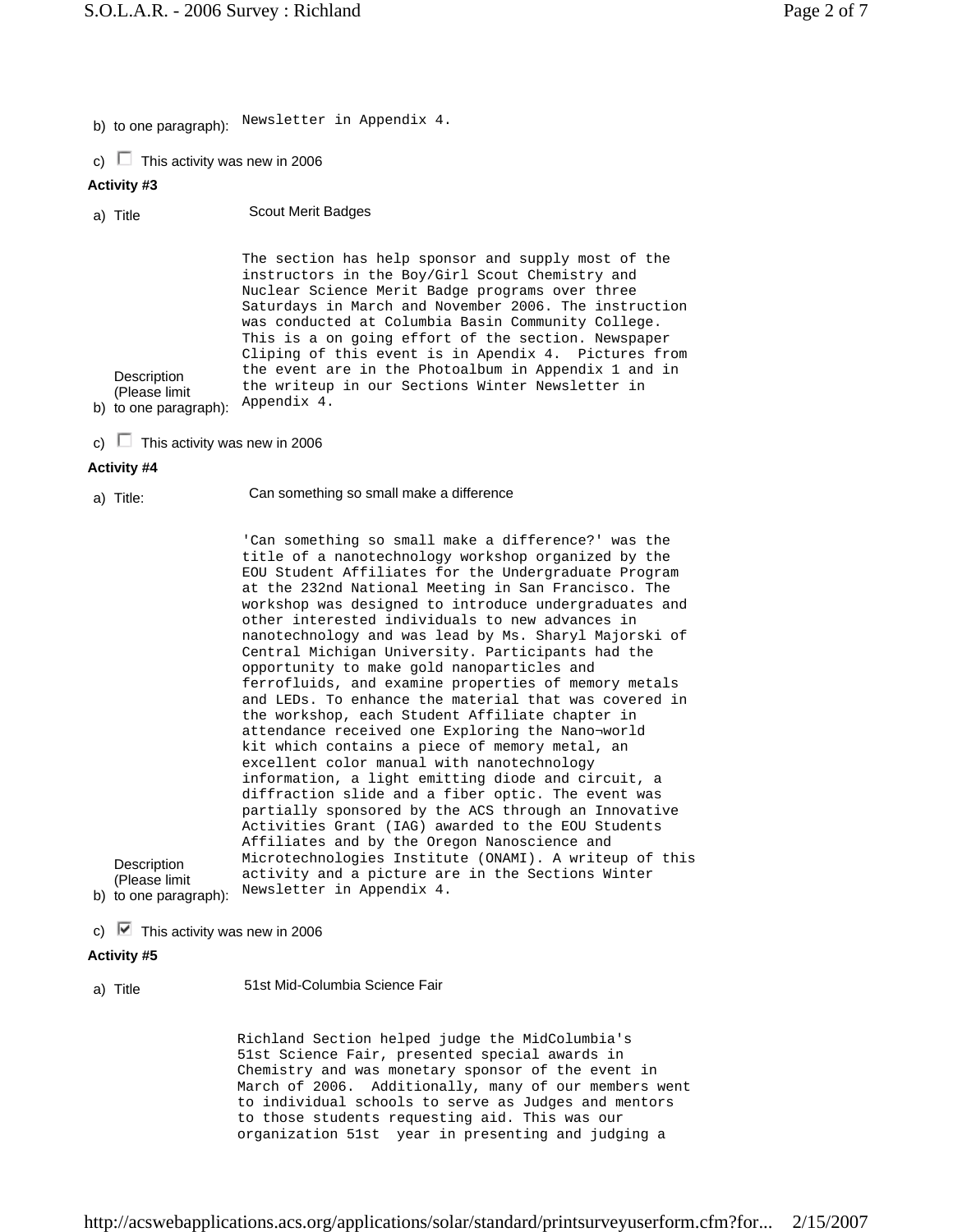b) to one paragraph): Newsletter in Appendix 4.

c) ☐ This activity was new in 2006

**Activity #3**

a) Title: Scout Merit Badges

b) Description (Please limit to one paragraph):

The section has help sponsor and supply most of the instructors in the Boy/Girl Scout Chemistry and Nuclear Science Merit Badge programs over three Saturdays in March and November 2006. The instruction was conducted at Columbia Basin Community College. This is a on going effort of the section. Newspaper Cliping of this event is in Apendix 4. Pictures from the event are in the Photoalbum in Appendix 1 and in the writeup in our Sections Winter Newsletter in Appendix 4.

c) ☐ This activity was new in 2006

**Activity #4**

a) Title: Can something so small make a difference

b) Description (Please limit to one paragraph):

'Can something so small make a difference?' was the title of a nanotechnology workshop organized by the EOU Student Affiliates for the Undergraduate Program at the 232nd National Meeting in San Francisco. The workshop was designed to introduce undergraduates and other interested individuals to new advances in nanotechnology and was lead by Ms. Sharyl Majorski of Central Michigan University. Participants had the opportunity to make gold nanoparticles and ferrofluids, and examine properties of memory metals and LEDs. To enhance the material that was covered in the workshop, each Student Affiliate chapter in attendance received one Exploring the Nano¬world kit which contains a piece of memory metal, an excellent color manual with nanotechnology information, a light emitting diode and circuit, a diffraction slide and a fiber optic. The event was partially sponsored by the ACS through an Innovative Activities Grant (IAG) awarded to the EOU Students Affiliates and by the Oregon Nanoscience and Microtechnologies Institute (ONAMI). A writeup of this activity and a picture are in the Sections Winter Newsletter in Appendix 4.

c) ☑ This activity was new in 2006

**Activity #5**

a) Title: 51st Mid-Columbia Science Fair

Richland Section helped judge the MidColumbia's 51st Science Fair, presented special awards in Chemistry and was monetary sponsor of the event in March of 2006. Additionally, many of our members went to individual schools to serve as Judges and mentors to those students requesting aid. This was our organization 51st year in presenting and judging a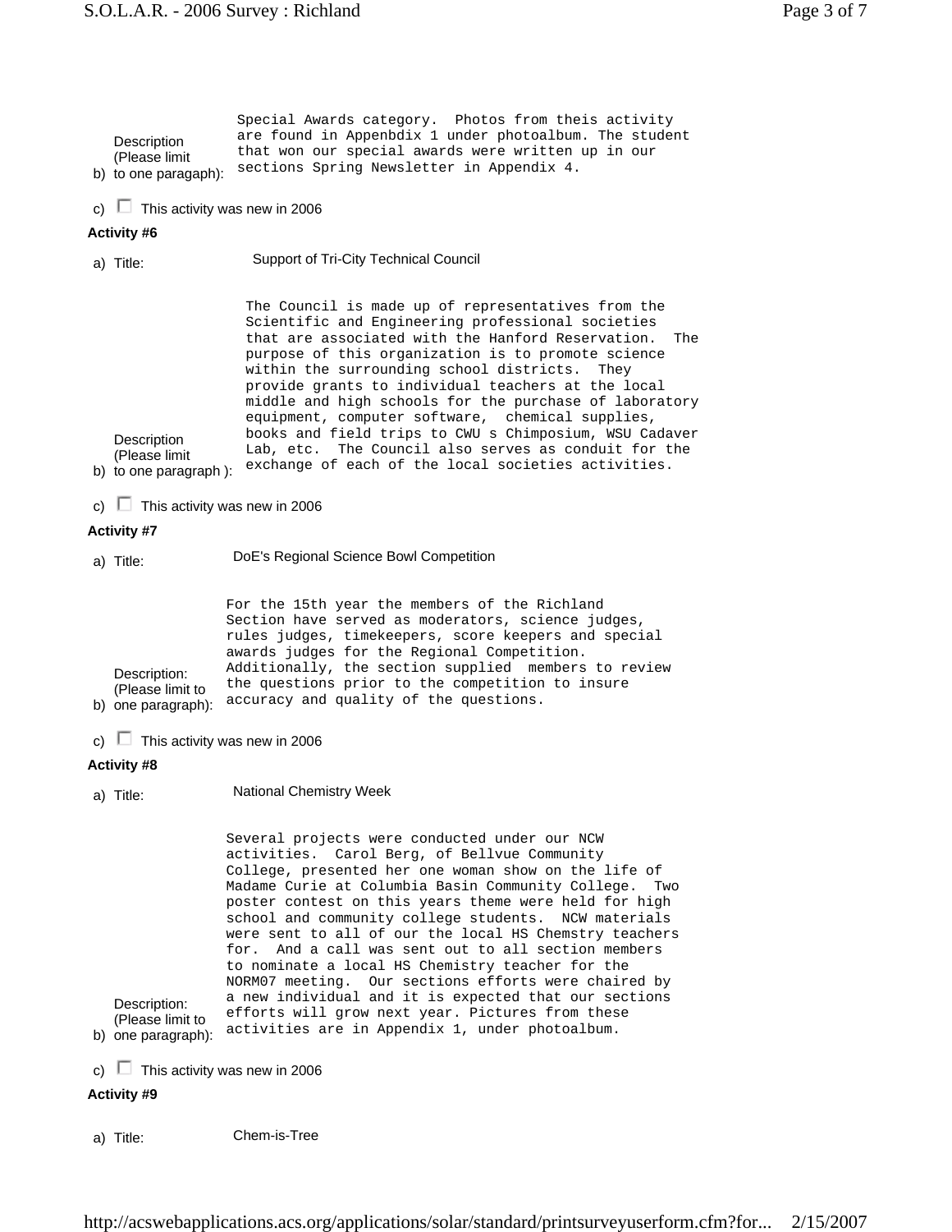b) Description (Please limit to one paragaph): Special Awards category. Photos from theis activity are found in Appenbdix 1 under photoalbum. The student that won our special awards were written up in our sections Spring Newsletter in Appendix 4.

c) ☐ This activity was new in 2006

**Activity #6**

a) Title: Support of Tri-City Technical Council

b) Description (Please limit to one paragraph ): The Council is made up of representatives from the Scientific and Engineering professional societies that are associated with the Hanford Reservation. The purpose of this organization is to promote science within the surrounding school districts. They provide grants to individual teachers at the local middle and high schools for the purchase of laboratory equipment, computer software, chemical supplies, books and field trips to CWU s Chimposium, WSU Cadaver Lab, etc. The Council also serves as conduit for the exchange of each of the local societies activities.

c) ☐ This activity was new in 2006

**Activity #7**

a) Title: DoE's Regional Science Bowl Competition

b) Description: (Please limit to one paragraph): For the 15th year the members of the Richland Section have served as moderators, science judges, rules judges, timekeepers, score keepers and special awards judges for the Regional Competition. Additionally, the section supplied members to review the questions prior to the competition to insure accuracy and quality of the questions.

c) ☐ This activity was new in 2006

**Activity #8**

a) Title: National Chemistry Week

b) Description: (Please limit to one paragraph): Several projects were conducted under our NCW activities. Carol Berg, of Bellvue Community College, presented her one woman show on the life of Madame Curie at Columbia Basin Community College. Two poster contest on this years theme were held for high school and community college students. NCW materials were sent to all of our the local HS Chemstry teachers for. And a call was sent out to all section members to nominate a local HS Chemistry teacher for the NORM07 meeting. Our sections efforts were chaired by a new individual and it is expected that our sections efforts will grow next year. Pictures from these activities are in Appendix 1, under photoalbum.

c) ☐ This activity was new in 2006

**Activity #9**

a) Title: Chem-is-Tree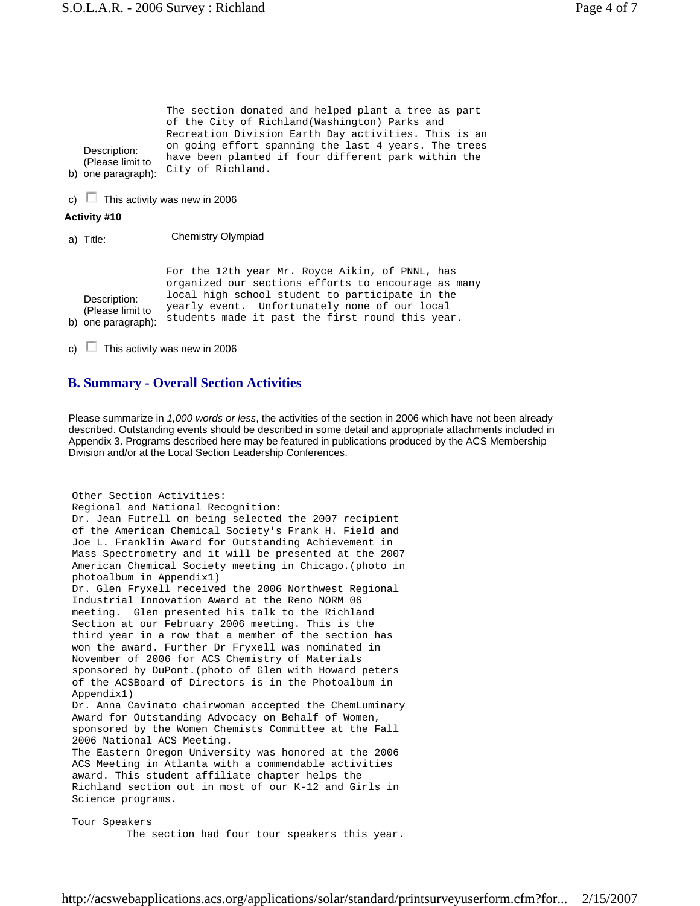b) Description: (Please limit to one paragraph):

The section donated and helped plant a tree as part of the City of Richland(Washington) Parks and Recreation Division Earth Day activities. This is an on going effort spanning the last 4 years. The trees have been planted if four different park within the City of Richland.

c) ☐ This activity was new in 2006

**Activity #10**

a) Title: Chemistry Olympiad

b) Description: (Please limit to one paragraph):

For the 12th year Mr. Royce Aikin, of PNNL, has organized our sections efforts to encourage as many local high school student to participate in the yearly event. Unfortunately none of our local students made it past the first round this year.

c) ☐ This activity was new in 2006

## B. Summary - Overall Section Activities

Please summarize in *1,000 words or less*, the activities of the section in 2006 which have not been already described. Outstanding events should be described in some detail and appropriate attachments included in Appendix 3. Programs described here may be featured in publications produced by the ACS Membership Division and/or at the Local Section Leadership Conferences.

Other Section Activities:
Regional and National Recognition:
Dr. Jean Futrell on being selected the 2007 recipient of the American Chemical Society's Frank H. Field and Joe L. Franklin Award for Outstanding Achievement in Mass Spectrometry and it will be presented at the 2007 American Chemical Society meeting in Chicago.(photo in photoalbum in Appendix1)
Dr. Glen Fryxell received the 2006 Northwest Regional Industrial Innovation Award at the Reno NORM 06 meeting. Glen presented his talk to the Richland Section at our February 2006 meeting. This is the third year in a row that a member of the section has won the award. Further Dr Fryxell was nominated in November of 2006 for ACS Chemistry of Materials sponsored by DuPont.(photo of Glen with Howard peters of the ACSBoard of Directors is in the Photoalbum in Appendix1)
Dr. Anna Cavinato chairwoman accepted the ChemLuminary Award for Outstanding Advocacy on Behalf of Women, sponsored by the Women Chemists Committee at the Fall 2006 National ACS Meeting.
The Eastern Oregon University was honored at the 2006 ACS Meeting in Atlanta with a commendable activities award. This student affiliate chapter helps the Richland section out in most of our K-12 and Girls in Science programs.

Tour Speakers
The section had four tour speakers this year.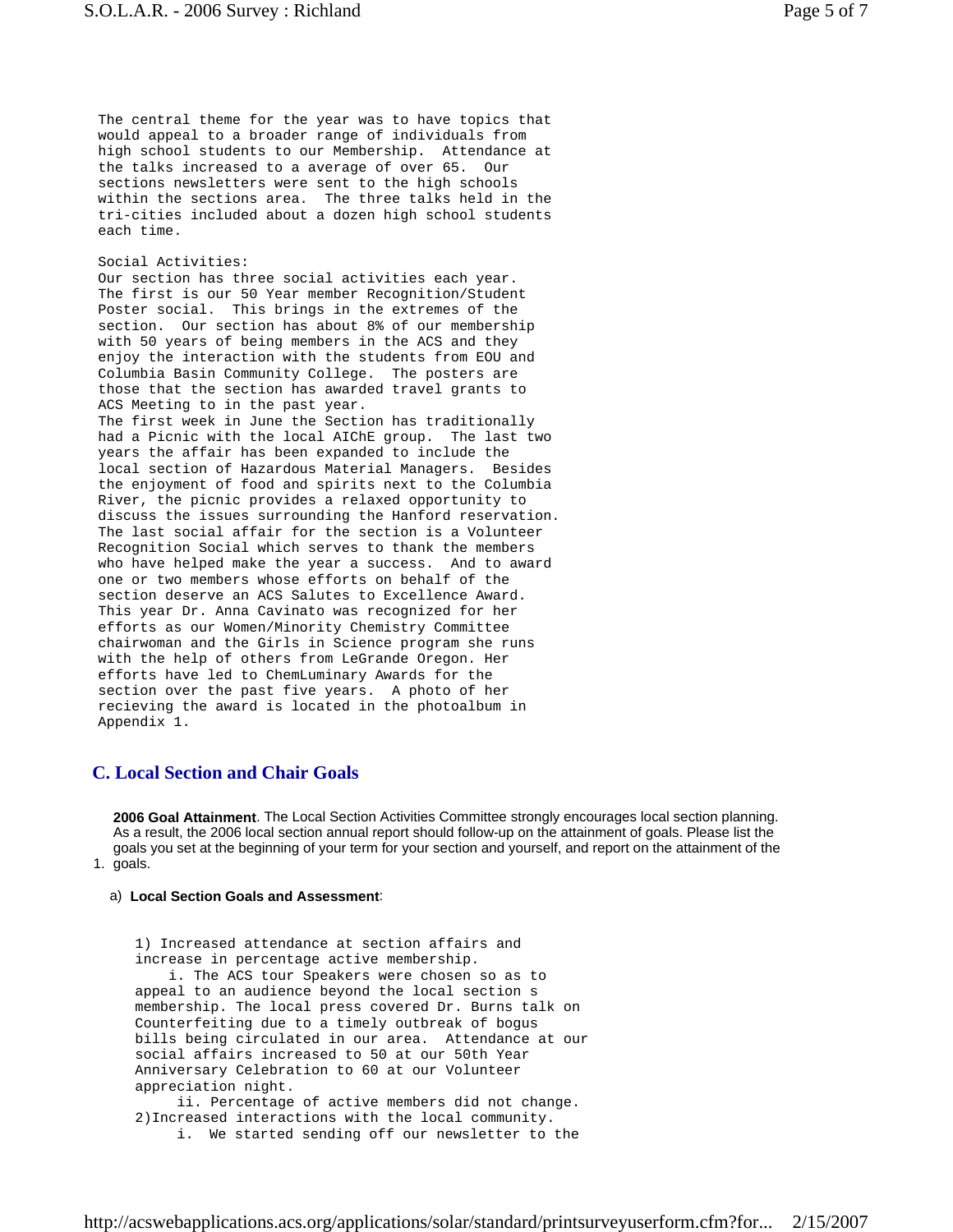The central theme for the year was to have topics that would appeal to a broader range of individuals from high school students to our Membership. Attendance at the talks increased to a average of over 65. Our sections newsletters were sent to the high schools within the sections area. The three talks held in the tri-cities included about a dozen high school students each time.

Social Activities:
Our section has three social activities each year. The first is our 50 Year member Recognition/Student Poster social. This brings in the extremes of the section. Our section has about 8% of our membership with 50 years of being members in the ACS and they enjoy the interaction with the students from EOU and Columbia Basin Community College. The posters are those that the section has awarded travel grants to ACS Meeting to in the past year.
The first week in June the Section has traditionally had a Picnic with the local AIChE group. The last two years the affair has been expanded to include the local section of Hazardous Material Managers. Besides the enjoyment of food and spirits next to the Columbia River, the picnic provides a relaxed opportunity to discuss the issues surrounding the Hanford reservation.
The last social affair for the section is a Volunteer Recognition Social which serves to thank the members who have helped make the year a success. And to award one or two members whose efforts on behalf of the section deserve an ACS Salutes to Excellence Award. This year Dr. Anna Cavinato was recognized for her efforts as our Women/Minority Chemistry Committee chairwoman and the Girls in Science program she runs with the help of others from LeGrande Oregon. Her efforts have led to ChemLuminary Awards for the section over the past five years. A photo of her recieving the award is located in the photoalbum in Appendix 1.

## C. Local Section and Chair Goals

1. **2006 Goal Attainment**. The Local Section Activities Committee strongly encourages local section planning. As a result, the 2006 local section annual report should follow-up on the attainment of goals. Please list the goals you set at the beginning of your term for your section and yourself, and report on the attainment of the goals.

   a) **Local Section Goals and Assessment**:

1) Increased attendance at section affairs and increase in percentage active membership.
    i. The ACS tour Speakers were chosen so as to appeal to an audience beyond the local section s membership. The local press covered Dr. Burns talk on Counterfeiting due to a timely outbreak of bogus bills being circulated in our area. Attendance at our social affairs increased to 50 at our 50th Year Anniversary Celebration to 60 at our Volunteer appreciation night.
    ii. Percentage of active members did not change.
2) Increased interactions with the local community.
    i. We started sending off our newsletter to the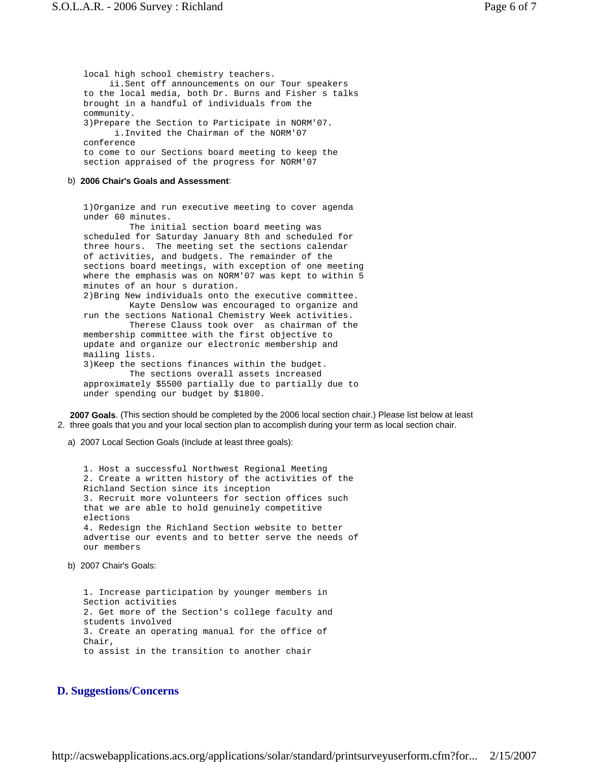local high school chemistry teachers.
ii.Sent off announcements on our Tour speakers to the local media, both Dr. Burns and Fisher s talks brought in a handful of individuals from the community.
3)Prepare the Section to Participate in NORM'07.
i.Invited the Chairman of the NORM'07 conference to come to our Sections board meeting to keep the section appraised of the progress for NORM'07

b) **2006 Chair's Goals and Assessment**:

1)Organize and run executive meeting to cover agenda under 60 minutes.
The initial section board meeting was scheduled for Saturday January 8th and scheduled for three hours. The meeting set the sections calendar of activities, and budgets. The remainder of the sections board meetings, with exception of one meeting where the emphasis was on NORM'07 was kept to within 5 minutes of an hour s duration.
2)Bring New individuals onto the executive committee.
Kayte Denslow was encouraged to organize and run the sections National Chemistry Week activities.
Therese Clauss took over as chairman of the membership committee with the first objective to update and organize our electronic membership and mailing lists.
3)Keep the sections finances within the budget.
The sections overall assets increased approximately $5500 partially due to partially due to under spending our budget by $1800.

2. **2007 Goals**. (This section should be completed by the 2006 local section chair.) Please list below at least three goals that you and your local section plan to accomplish during your term as local section chair.

a) 2007 Local Section Goals (Include at least three goals):

1. Host a successful Northwest Regional Meeting
2. Create a written history of the activities of the Richland Section since its inception
3. Recruit more volunteers for section offices such that we are able to hold genuinely competitive elections
4. Redesign the Richland Section website to better advertise our events and to better serve the needs of our members

b) 2007 Chair's Goals:

1. Increase participation by younger members in Section activities
2. Get more of the Section's college faculty and students involved
3. Create an operating manual for the office of Chair, to assist in the transition to another chair

## D. Suggestions/Concerns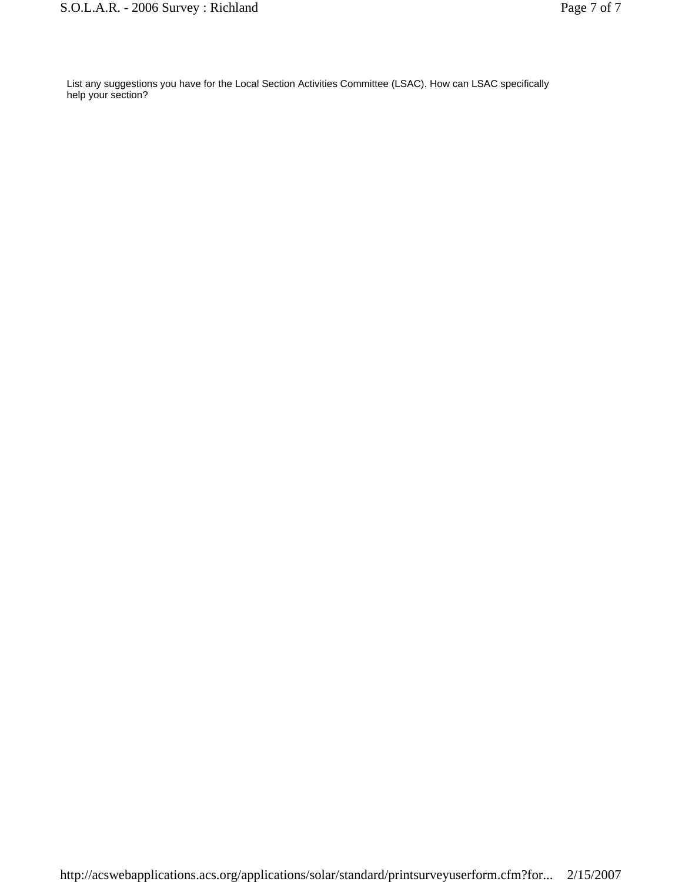List any suggestions you have for the Local Section Activities Committee (LSAC). How can LSAC specifically help your section?